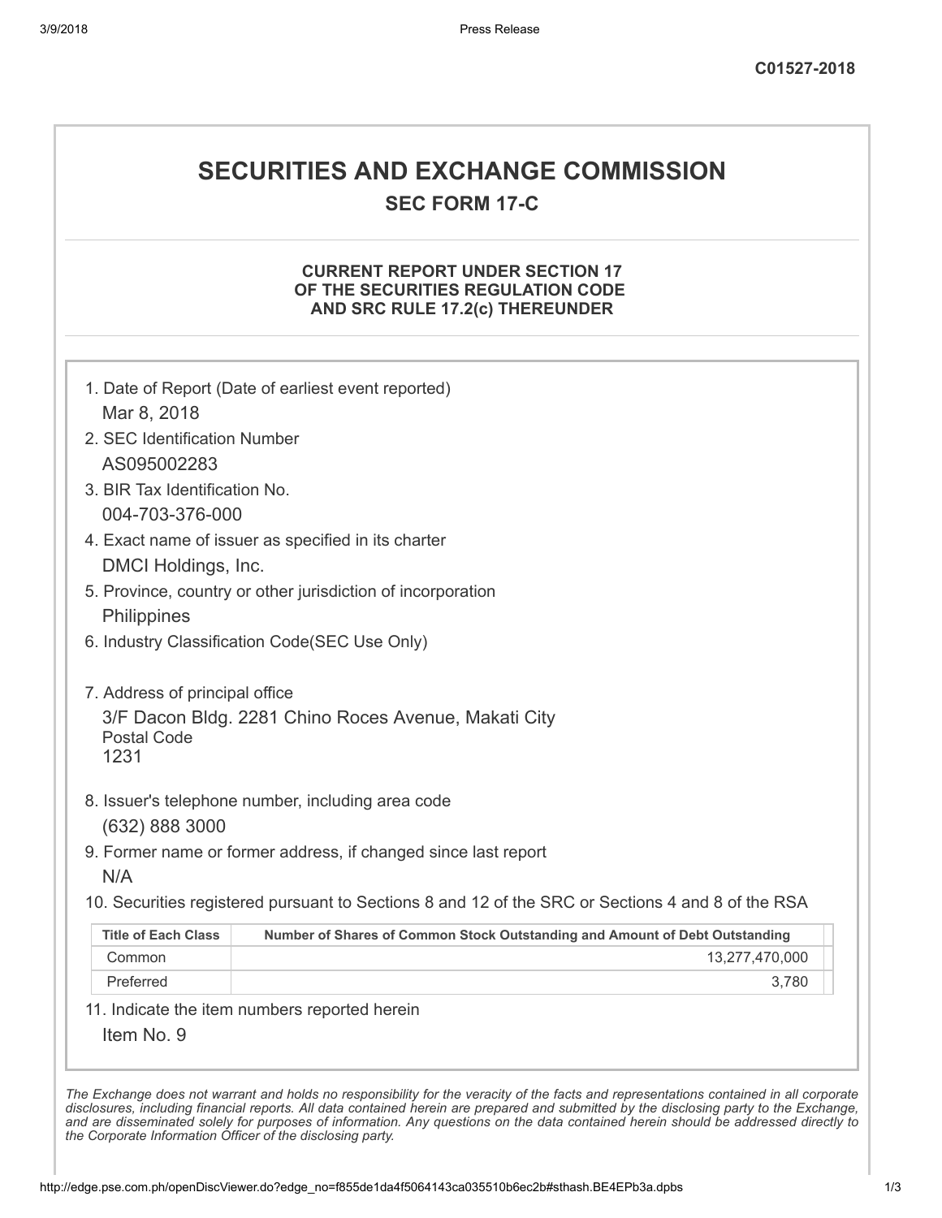C01527-2018

# SECURITIES AND EXCHANGE COMMISSION

## SEC FORM 17-C

### CURRENT REPORT UNDER SECTION 17 OF THE SECURITIES REGULATION CODE AND SRC RULE 17.2(c) THEREUNDER

1. Date of Report (Date of earliest event reported)
   Mar 8, 2018
2. SEC Identification Number
   AS095002283
3. BIR Tax Identification No.
   004-703-376-000
4. Exact name of issuer as specified in its charter
   DMCI Holdings, Inc.
5. Province, country or other jurisdiction of incorporation
   Philippines
6. Industry Classification Code(SEC Use Only)

7. Address of principal office
   3/F Dacon Bldg. 2281 Chino Roces Avenue, Makati City
   Postal Code
   1231
8. Issuer's telephone number, including area code
   (632) 888 3000
9. Former name or former address, if changed since last report
   N/A
10. Securities registered pursuant to Sections 8 and 12 of the SRC or Sections 4 and 8 of the RSA

| Title of Each Class | Number of Shares of Common Stock Outstanding and Amount of Debt Outstanding |
|---|---|
| Common | 13,277,470,000 |
| Preferred | 3,780 |

11. Indicate the item numbers reported herein
    Item No. 9

*The Exchange does not warrant and holds no responsibility for the veracity of the facts and representations contained in all corporate disclosures, including financial reports. All data contained herein are prepared and submitted by the disclosing party to the Exchange, and are disseminated solely for purposes of information. Any questions on the data contained herein should be addressed directly to the Corporate Information Officer of the disclosing party.*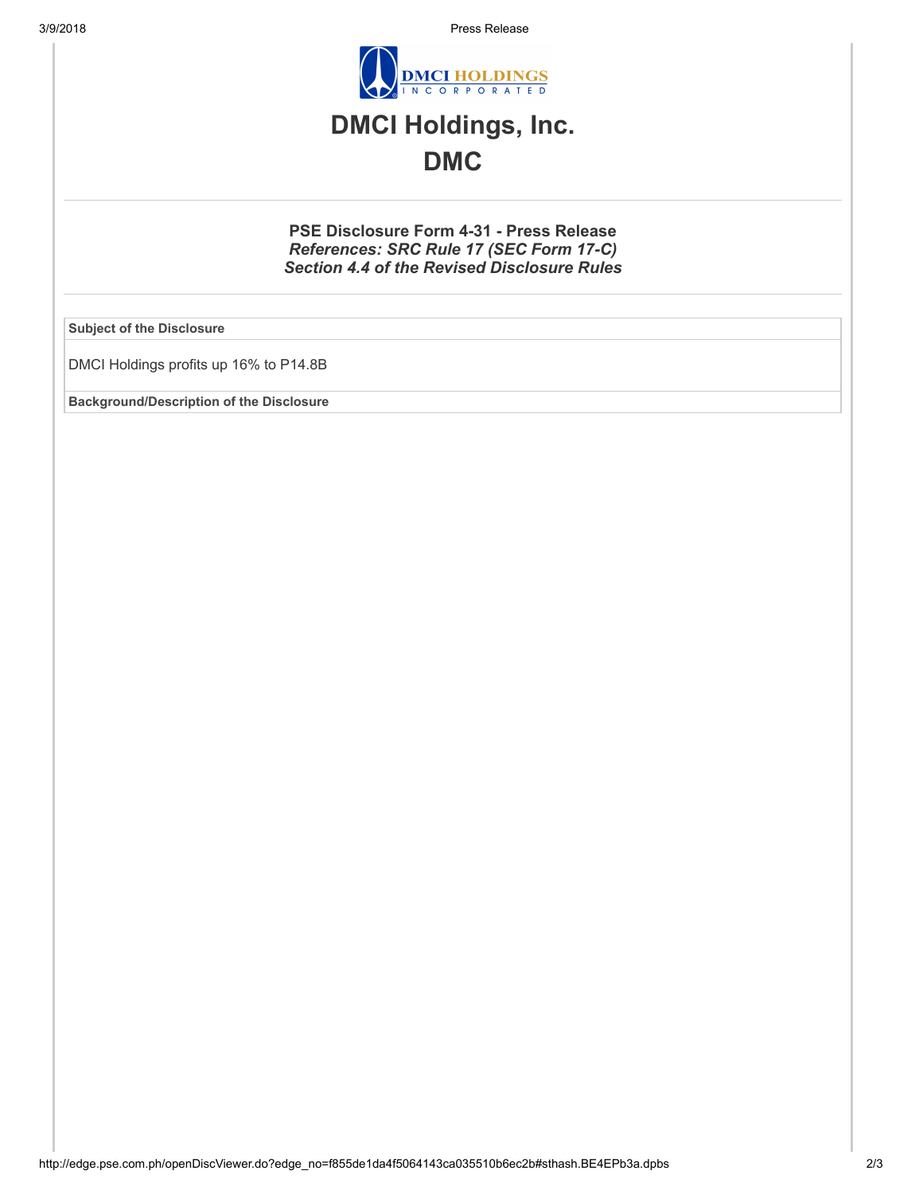# DMCI Holdings, Inc.

# DMC

### PSE Disclosure Form 4-31 - Press Release

***References: SRC Rule 17 (SEC Form 17-C)***

***Section 4.4 of the Revised Disclosure Rules***

| **Subject of the Disclosure** |
| --- |
| DMCI Holdings profits up 16% to P14.8B |
| **Background/Description of the Disclosure** |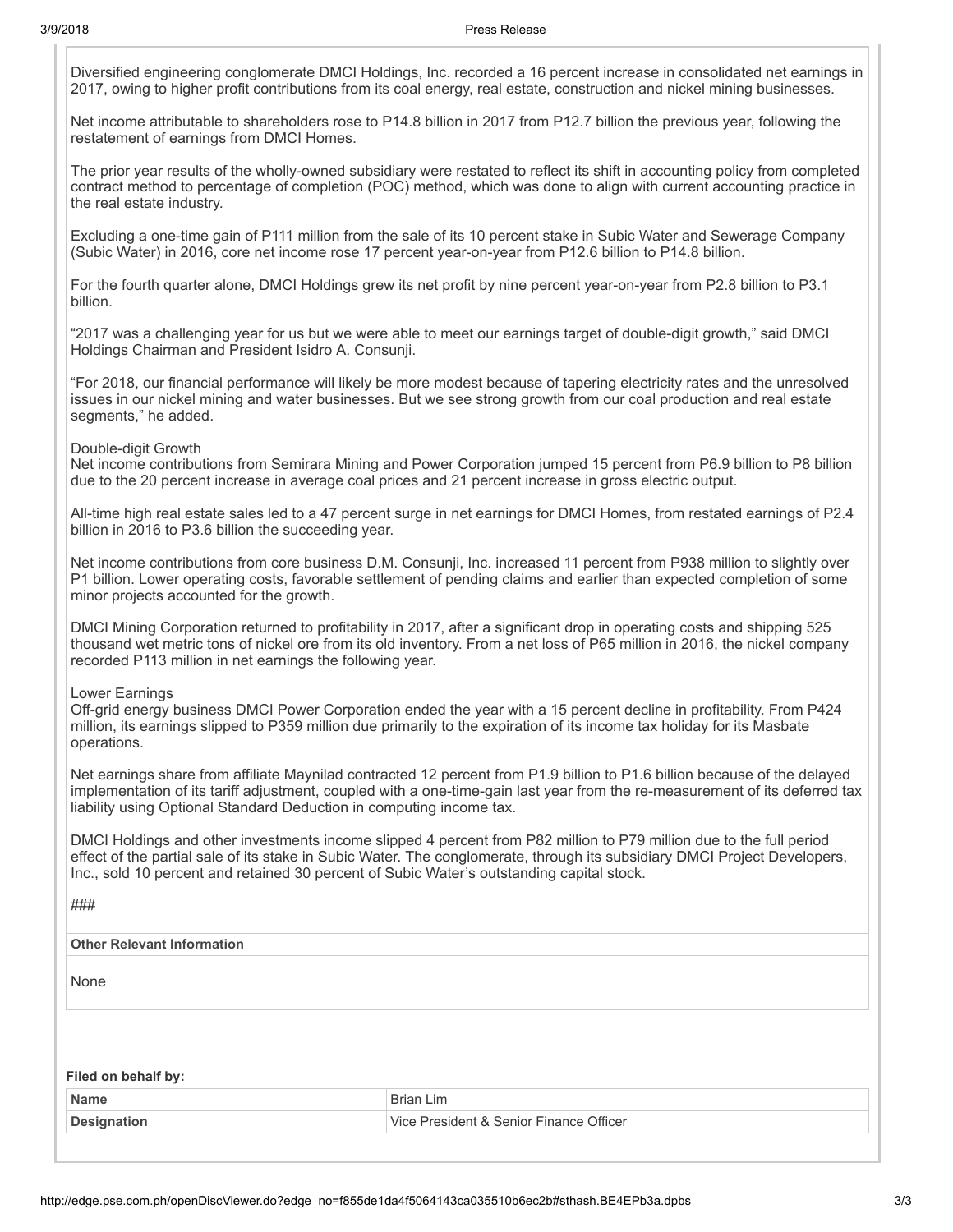Diversified engineering conglomerate DMCI Holdings, Inc. recorded a 16 percent increase in consolidated net earnings in 2017, owing to higher profit contributions from its coal energy, real estate, construction and nickel mining businesses.

Net income attributable to shareholders rose to P14.8 billion in 2017 from P12.7 billion the previous year, following the restatement of earnings from DMCI Homes.

The prior year results of the wholly-owned subsidiary were restated to reflect its shift in accounting policy from completed contract method to percentage of completion (POC) method, which was done to align with current accounting practice in the real estate industry.

Excluding a one-time gain of P111 million from the sale of its 10 percent stake in Subic Water and Sewerage Company (Subic Water) in 2016, core net income rose 17 percent year-on-year from P12.6 billion to P14.8 billion.

For the fourth quarter alone, DMCI Holdings grew its net profit by nine percent year-on-year from P2.8 billion to P3.1 billion.

"2017 was a challenging year for us but we were able to meet our earnings target of double-digit growth," said DMCI Holdings Chairman and President Isidro A. Consunji.

"For 2018, our financial performance will likely be more modest because of tapering electricity rates and the unresolved issues in our nickel mining and water businesses. But we see strong growth from our coal production and real estate segments," he added.

Double-digit Growth
Net income contributions from Semirara Mining and Power Corporation jumped 15 percent from P6.9 billion to P8 billion due to the 20 percent increase in average coal prices and 21 percent increase in gross electric output.

All-time high real estate sales led to a 47 percent surge in net earnings for DMCI Homes, from restated earnings of P2.4 billion in 2016 to P3.6 billion the succeeding year.

Net income contributions from core business D.M. Consunji, Inc. increased 11 percent from P938 million to slightly over P1 billion. Lower operating costs, favorable settlement of pending claims and earlier than expected completion of some minor projects accounted for the growth.

DMCI Mining Corporation returned to profitability in 2017, after a significant drop in operating costs and shipping 525 thousand wet metric tons of nickel ore from its old inventory. From a net loss of P65 million in 2016, the nickel company recorded P113 million in net earnings the following year.

Lower Earnings
Off-grid energy business DMCI Power Corporation ended the year with a 15 percent decline in profitability. From P424 million, its earnings slipped to P359 million due primarily to the expiration of its income tax holiday for its Masbate operations.

Net earnings share from affiliate Maynilad contracted 12 percent from P1.9 billion to P1.6 billion because of the delayed implementation of its tariff adjustment, coupled with a one-time-gain last year from the re-measurement of its deferred tax liability using Optional Standard Deduction in computing income tax.

DMCI Holdings and other investments income slipped 4 percent from P82 million to P79 million due to the full period effect of the partial sale of its stake in Subic Water. The conglomerate, through its subsidiary DMCI Project Developers, Inc., sold 10 percent and retained 30 percent of Subic Water's outstanding capital stock.

###

**Other Relevant Information**

None

**Filed on behalf by:**

| | |
|---|---|
| **Name** | Brian Lim |
| **Designation** | Vice President & Senior Finance Officer |